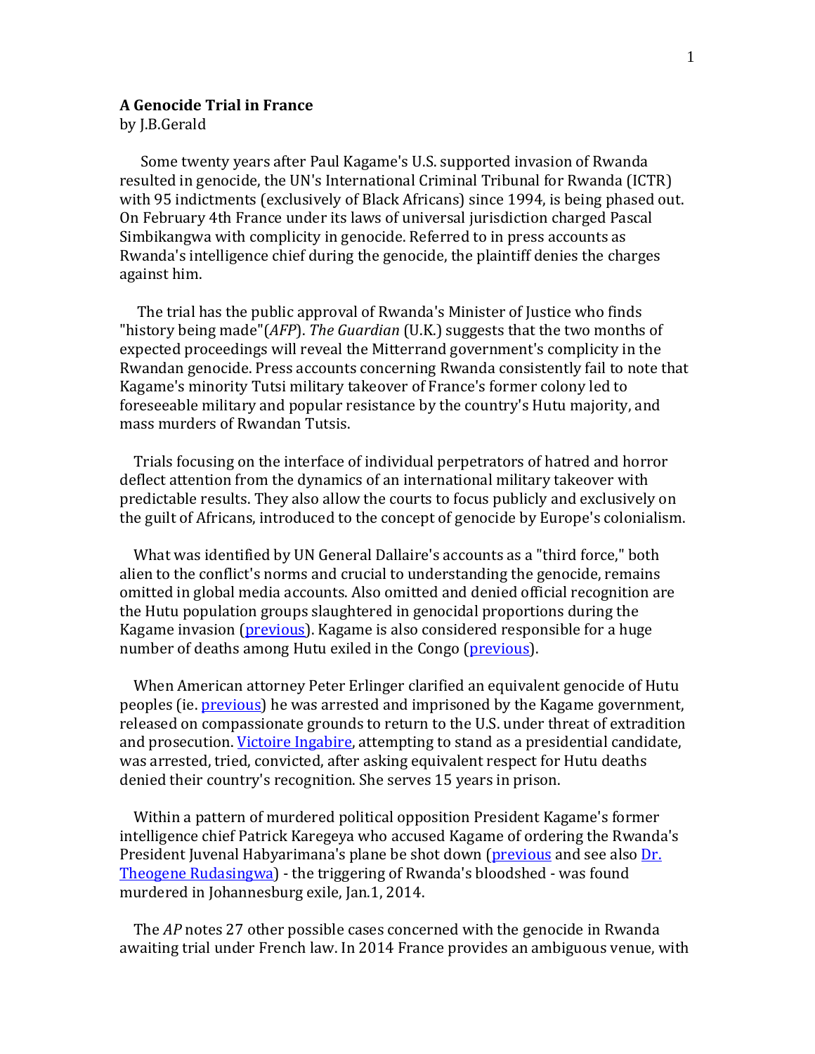**A Genocide Trial in France**
by J.B.Gerald

Some twenty years after Paul Kagame's U.S. supported invasion of Rwanda resulted in genocide, the UN's International Criminal Tribunal for Rwanda (ICTR) with 95 indictments (exclusively of Black Africans) since 1994, is being phased out. On February 4th France under its laws of universal jurisdiction charged Pascal Simbikangwa with complicity in genocide. Referred to in press accounts as Rwanda's intelligence chief during the genocide, the plaintiff denies the charges against him.

The trial has the public approval of Rwanda's Minister of Justice who finds "history being made"(*AFP*). *The Guardian* (U.K.) suggests that the two months of expected proceedings will reveal the Mitterrand government's complicity in the Rwandan genocide. Press accounts concerning Rwanda consistently fail to note that Kagame's minority Tutsi military takeover of France's former colony led to foreseeable military and popular resistance by the country's Hutu majority, and mass murders of Rwandan Tutsis.

Trials focusing on the interface of individual perpetrators of hatred and horror deflect attention from the dynamics of an international military takeover with predictable results. They also allow the courts to focus publicly and exclusively on the guilt of Africans, introduced to the concept of genocide by Europe's colonialism.

What was identified by UN General Dallaire's accounts as a "third force," both alien to the conflict's norms and crucial to understanding the genocide, remains omitted in global media accounts. Also omitted and denied official recognition are the Hutu population groups slaughtered in genocidal proportions during the Kagame invasion (previous). Kagame is also considered responsible for a huge number of deaths among Hutu exiled in the Congo (previous).

When American attorney Peter Erlinger clarified an equivalent genocide of Hutu peoples (ie. previous) he was arrested and imprisoned by the Kagame government, released on compassionate grounds to return to the U.S. under threat of extradition and prosecution. Victoire Ingabire, attempting to stand as a presidential candidate, was arrested, tried, convicted, after asking equivalent respect for Hutu deaths denied their country's recognition. She serves 15 years in prison.

Within a pattern of murdered political opposition President Kagame's former intelligence chief Patrick Karegeya who accused Kagame of ordering the Rwanda's President Juvenal Habyarimana's plane be shot down (previous and see also Dr. Theogene Rudasingwa) - the triggering of Rwanda's bloodshed - was found murdered in Johannesburg exile, Jan.1, 2014.

The *AP* notes 27 other possible cases concerned with the genocide in Rwanda awaiting trial under French law. In 2014 France provides an ambiguous venue, with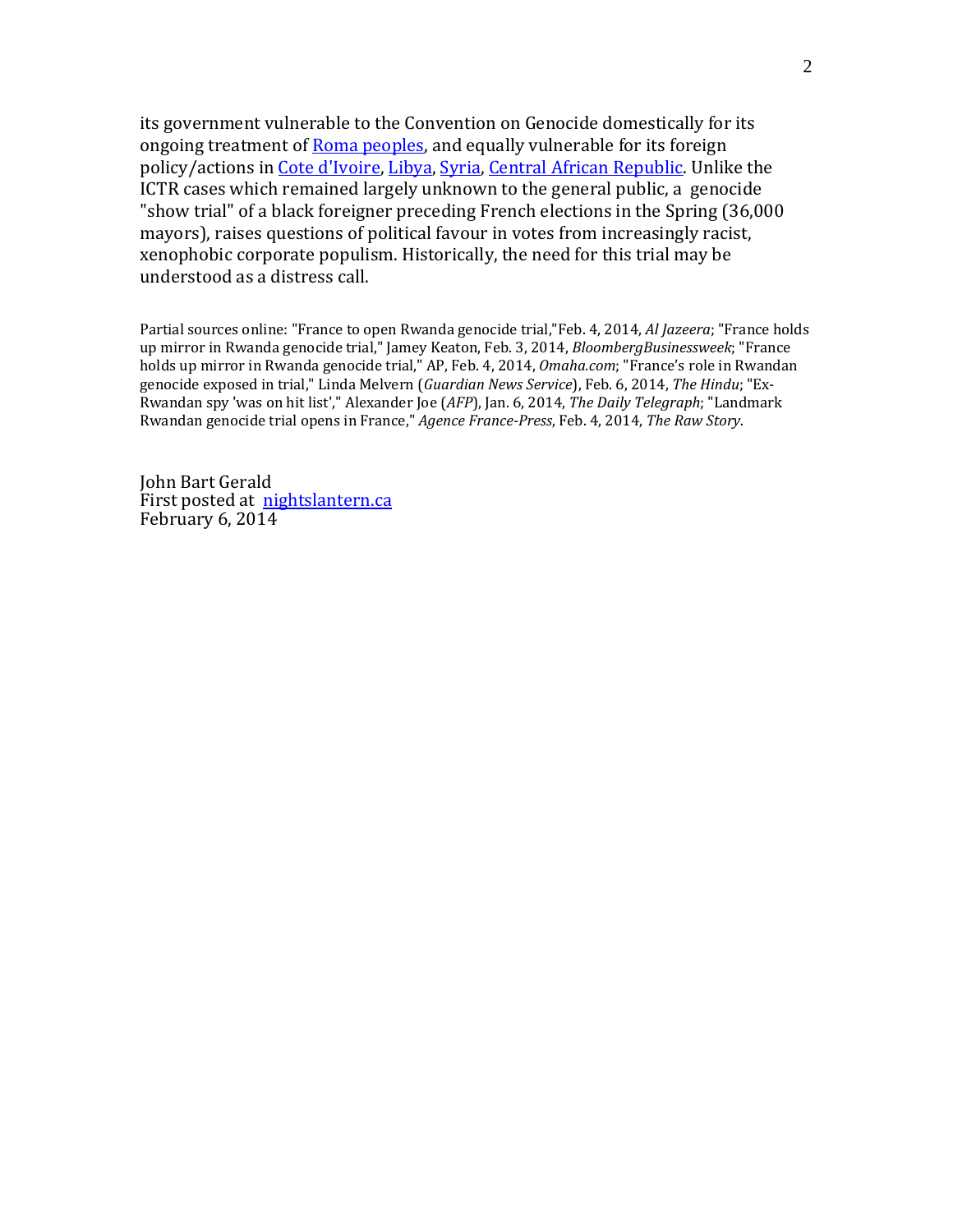its government vulnerable to the Convention on Genocide domestically for its ongoing treatment of Roma peoples, and equally vulnerable for its foreign policy/actions in Cote d'Ivoire, Libya, Syria, Central African Republic. Unlike the ICTR cases which remained largely unknown to the general public, a genocide "show trial" of a black foreigner preceding French elections in the Spring (36,000 mayors), raises questions of political favour in votes from increasingly racist, xenophobic corporate populism. Historically, the need for this trial may be understood as a distress call.

Partial sources online: "France to open Rwanda genocide trial,"Feb. 4, 2014, *Al Jazeera*; "France holds up mirror in Rwanda genocide trial," Jamey Keaton, Feb. 3, 2014, *BloombergBusinessweek*; "France holds up mirror in Rwanda genocide trial," AP, Feb. 4, 2014, *Omaha.com*; "France's role in Rwandan genocide exposed in trial," Linda Melvern (*Guardian News Service*), Feb. 6, 2014, *The Hindu*; "Ex-Rwandan spy 'was on hit list'," Alexander Joe (*AFP*), Jan. 6, 2014, *The Daily Telegraph*; "Landmark Rwandan genocide trial opens in France," *Agence France-Press*, Feb. 4, 2014, *The Raw Story*.

John Bart Gerald
First posted at nightslantern.ca
February 6, 2014